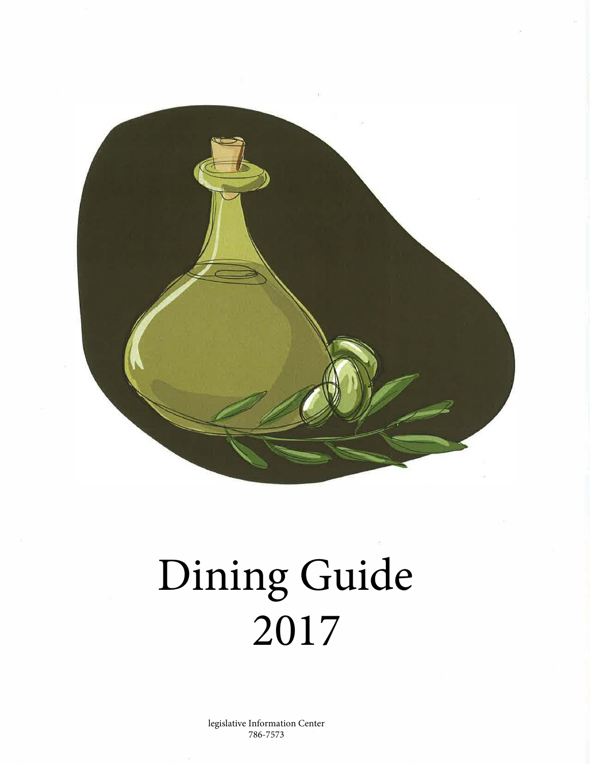# Dining Guide 2017

legislative Information Center
786-7573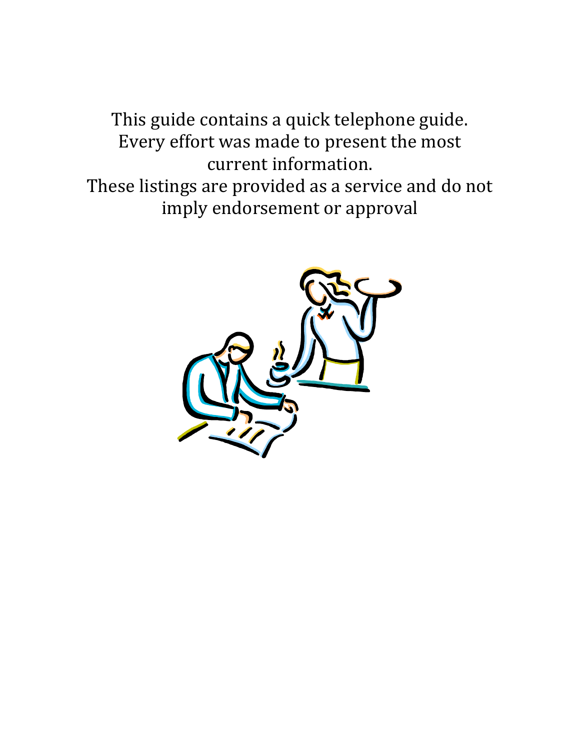This guide contains a quick telephone guide.
Every effort was made to present the most current information.
These listings are provided as a service and do not imply endorsement or approval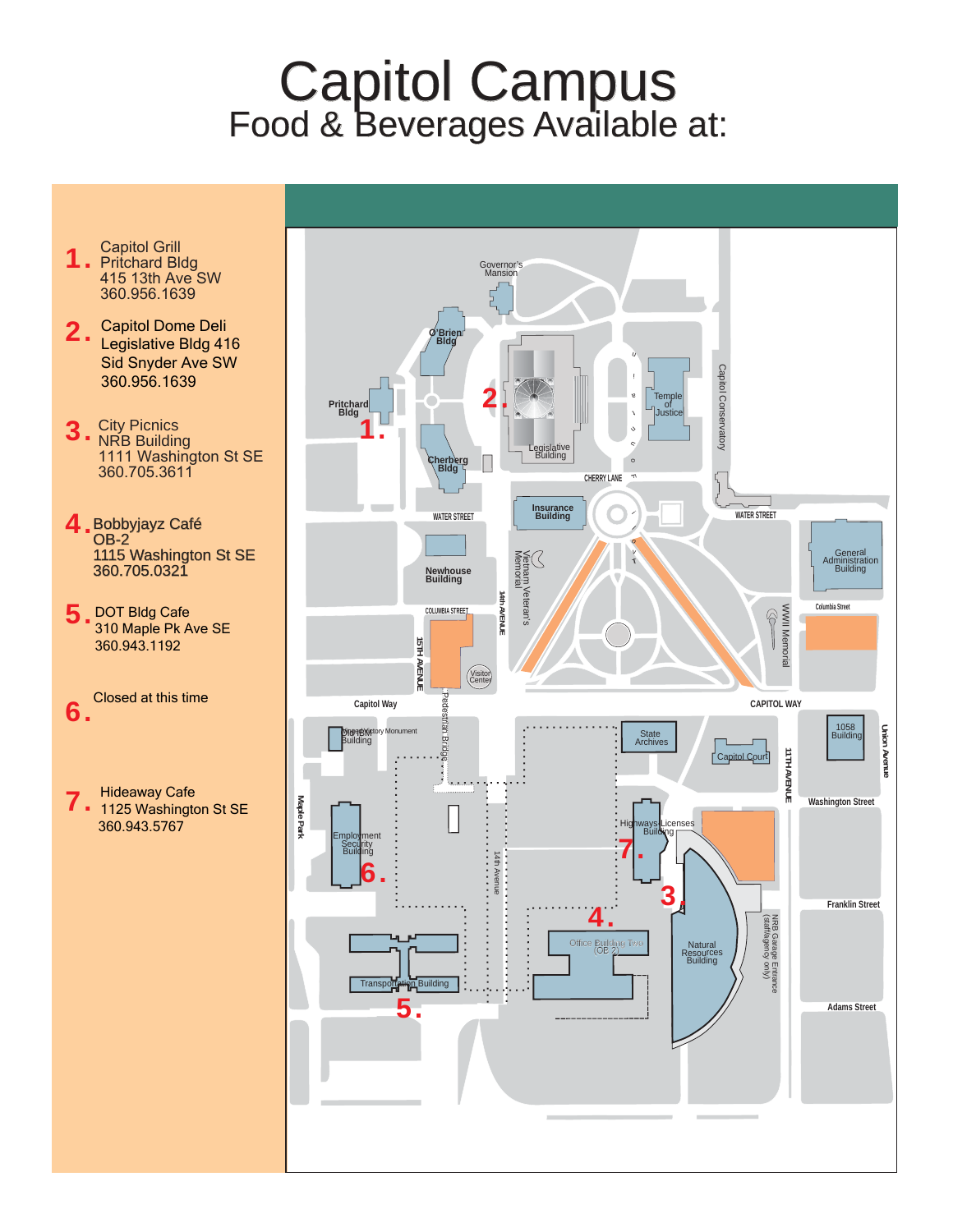# Capitol Campus

## Food & Beverages Available at:

1. Capitol Grill
   Pritchard Bldg
   415 13th Ave SW
   360.956.1639

2. Capitol Dome Deli
   Legislative Bldg 416
   Sid Snyder Ave SW
   360.956.1639

3. City Picnics
   NRB Building
   1111 Washington St SE
   360.705.3611

4. Bobbyjayz Café
   OB-2
   1115 Washington St SE
   360.705.0321

5. DOT Bldg Cafe
   310 Maple Pk Ave SE
   360.943.1192

6. Closed at this time

7. Hideaway Cafe
   1125 Washington St SE
   360.943.5767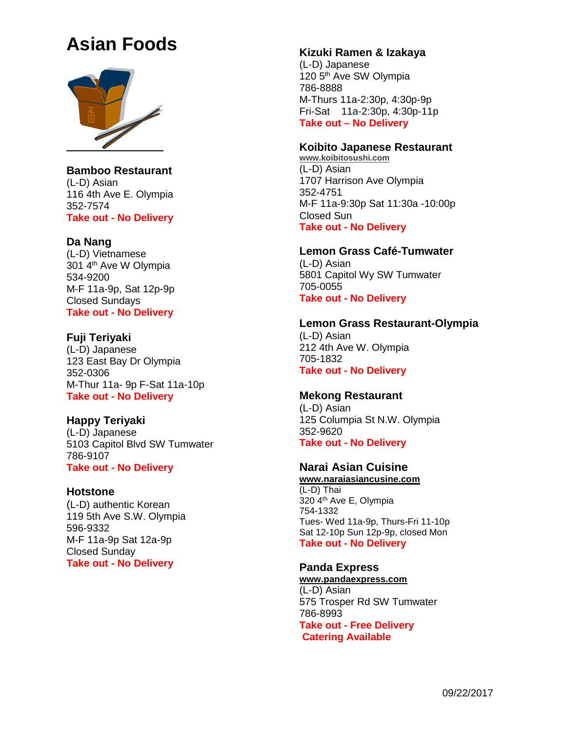# Asian Foods

**Bamboo Restaurant**
(L-D) Asian
116 4th Ave E. Olympia
352-7574
**Take out - No Delivery**

**Da Nang**
(L-D) Vietnamese
301 4th Ave W Olympia
534-9200
M-F 11a-9p, Sat 12p-9p
Closed Sundays
**Take out - No Delivery**

**Fuji Teriyaki**
(L-D) Japanese
123 East Bay Dr Olympia
352-0306
M-Thur 11a- 9p F-Sat 11a-10p
**Take out - No Delivery**

**Happy Teriyaki**
(L-D) Japanese
5103 Capitol Blvd SW Tumwater
786-9107
**Take out - No Delivery**

**Hotstone**
(L-D) authentic Korean
119 5th Ave S.W. Olympia
596-9332
M-F 11a-9p Sat 12a-9p
Closed Sunday
**Take out - No Delivery**

**Kizuki Ramen & Izakaya**
(L-D) Japanese
120 5th Ave SW Olympia
786-8888
M-Thurs 11a-2:30p, 4:30p-9p
Fri-Sat 11a-2:30p, 4:30p-11p
**Take out – No Delivery**

**Koibito Japanese Restaurant**
**www.koibitosushi.com**
(L-D) Asian
1707 Harrison Ave Olympia
352-4751
M-F 11a-9:30p Sat 11:30a -10:00p
Closed Sun
**Take out - No Delivery**

**Lemon Grass Café-Tumwater**
(L-D) Asian
5801 Capitol Wy SW Tumwater
705-0055
**Take out - No Delivery**

**Lemon Grass Restaurant-Olympia**
(L-D) Asian
212 4th Ave W. Olympia
705-1832
**Take out - No Delivery**

**Mekong Restaurant**
(L-D) Asian
125 Columpia St N.W. Olympia
352-9620
**Take out - No Delivery**

**Narai Asian Cuisine**
**www.naraiasiancusine.com**
(L-D) Thai
320 4th Ave E, Olympia
754-1332
Tues- Wed 11a-9p, Thurs-Fri 11-10p
Sat 12-10p Sun 12p-9p, closed Mon
**Take out - No Delivery**

**Panda Express**
**www.pandaexpress.com**
(L-D) Asian
575 Trosper Rd SW Tumwater
786-8993
**Take out - Free Delivery**
**Catering Available**

09/22/2017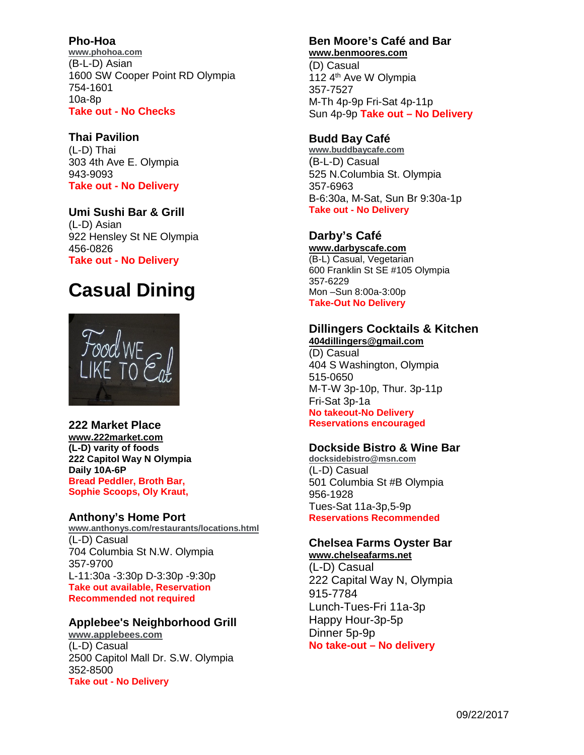### Pho-Hoa

www.phohoa.com
(B-L-D) Asian
1600 SW Cooper Point RD Olympia
754-1601
10a-8p
**Take out - No Checks**

### Thai Pavilion

(L-D) Thai
303 4th Ave E. Olympia
943-9093
**Take out - No Delivery**

### Umi Sushi Bar & Grill

(L-D) Asian
922 Hensley St NE Olympia
456-0826
**Take out - No Delivery**

# Casual Dining

### 222 Market Place

**www.222market.com**
**(L-D) varity of foods**
**222 Capitol Way N Olympia**
**Daily 10A-6P**
**Bread Peddler, Broth Bar, Sophie Scoops, Oly Kraut,**

### Anthony's Home Port

www.anthonys.com/restaurants/locations.html
(L-D) Casual
704 Columbia St N.W. Olympia
357-9700
L-11:30a -3:30p D-3:30p -9:30p
**Take out available, Reservation Recommended not required**

### Applebee's Neighborhood Grill

www.applebees.com
(L-D) Casual
2500 Capitol Mall Dr. S.W. Olympia
352-8500
**Take out - No Delivery**

### Ben Moore's Café and Bar

**www.benmoores.com**
(D) Casual
112 4th Ave W Olympia
357-7527
M-Th 4p-9p Fri-Sat 4p-11p
Sun 4p-9p **Take out – No Delivery**

### Budd Bay Café

www.buddbaycafe.com
(B-L-D) Casual
525 N.Columbia St. Olympia
357-6963
B-6:30a, M-Sat, Sun Br 9:30a-1p
**Take out - No Delivery**

### Darby's Café

**www.darbyscafe.com**
(B-L) Casual, Vegetarian
600 Franklin St SE #105 Olympia
357-6229
Mon –Sun 8:00a-3:00p
**Take-Out No Delivery**

### Dillingers Cocktails & Kitchen

**404dillingers@gmail.com**
(D) Casual
404 S Washington, Olympia
515-0650
M-T-W 3p-10p, Thur. 3p-11p
Fri-Sat 3p-1a
**No takeout-No Delivery**
**Reservations encouraged**

### Dockside Bistro & Wine Bar

docksidebistro@msn.com
(L-D) Casual
501 Columbia St #B Olympia
956-1928
Tues-Sat 11a-3p,5-9p
**Reservations Recommended**

### Chelsea Farms Oyster Bar

**www.chelseafarms.net**
(L-D) Casual
222 Capital Way N, Olympia
915-7784
Lunch-Tues-Fri 11a-3p
Happy Hour-3p-5p
Dinner 5p-9p
**No take-out – No delivery**

09/22/2017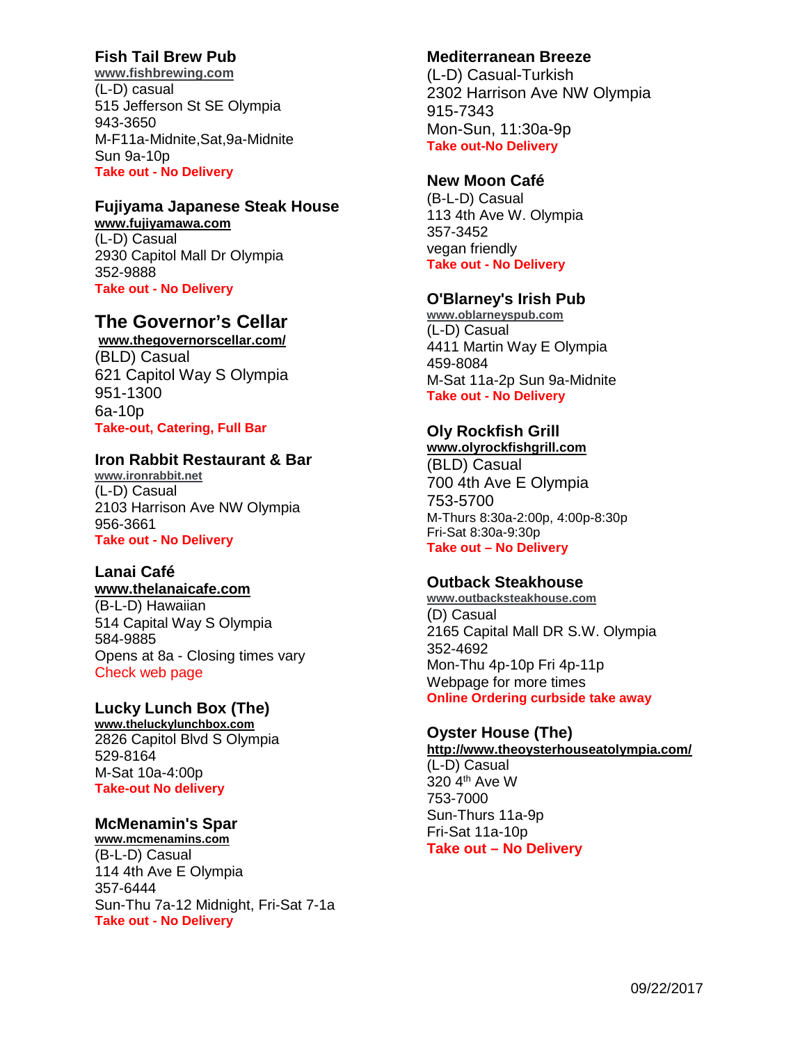### Fish Tail Brew Pub

www.fishbrewing.com
(L-D) casual
515 Jefferson St SE Olympia
943-3650
M-F11a-Midnite,Sat,9a-Midnite
Sun 9a-10p
**Take out - No Delivery**

### Fujiyama Japanese Steak House

www.fujiyamawa.com
(L-D) Casual
2930 Capitol Mall Dr Olympia
352-9888
**Take out - No Delivery**

### The Governor's Cellar

www.thegovernorscellar.com/
(BLD) Casual
621 Capitol Way S Olympia
951-1300
6a-10p
**Take-out, Catering, Full Bar**

### Iron Rabbit Restaurant & Bar

www.ironrabbit.net
(L-D) Casual
2103 Harrison Ave NW Olympia
956-3661
**Take out - No Delivery**

### Lanai Café

www.thelanaicafe.com
(B-L-D) Hawaiian
514 Capital Way S Olympia
584-9885
Opens at 8a - Closing times vary
Check web page

### Lucky Lunch Box (The)

www.theluckylunchbox.com
2826 Capitol Blvd S Olympia
529-8164
M-Sat 10a-4:00p
**Take-out No delivery**

### McMenamin's Spar

www.mcmenamins.com
(B-L-D) Casual
114 4th Ave E Olympia
357-6444
Sun-Thu 7a-12 Midnight, Fri-Sat 7-1a
**Take out - No Delivery**

### Mediterranean Breeze

(L-D) Casual-Turkish
2302 Harrison Ave NW Olympia
915-7343
Mon-Sun, 11:30a-9p
**Take out-No Delivery**

### New Moon Café

(B-L-D) Casual
113 4th Ave W. Olympia
357-3452
vegan friendly
**Take out - No Delivery**

### O'Blarney's Irish Pub

www.oblarneyspub.com
(L-D) Casual
4411 Martin Way E Olympia
459-8084
M-Sat 11a-2p Sun 9a-Midnite
**Take out - No Delivery**

### Oly Rockfish Grill

www.olyrockfishgrill.com
(BLD) Casual
700 4th Ave E Olympia
753-5700
M-Thurs 8:30a-2:00p, 4:00p-8:30p
Fri-Sat 8:30a-9:30p
**Take out – No Delivery**

### Outback Steakhouse

www.outbacksteakhouse.com
(D) Casual
2165 Capital Mall DR S.W. Olympia
352-4692
Mon-Thu 4p-10p Fri 4p-11p
Webpage for more times
**Online Ordering curbside take away**

### Oyster House (The)

http://www.theoysterhouseatolympia.com/
(L-D) Casual
320 4th Ave W
753-7000
Sun-Thurs 11a-9p
Fri-Sat 11a-10p
**Take out – No Delivery**

09/22/2017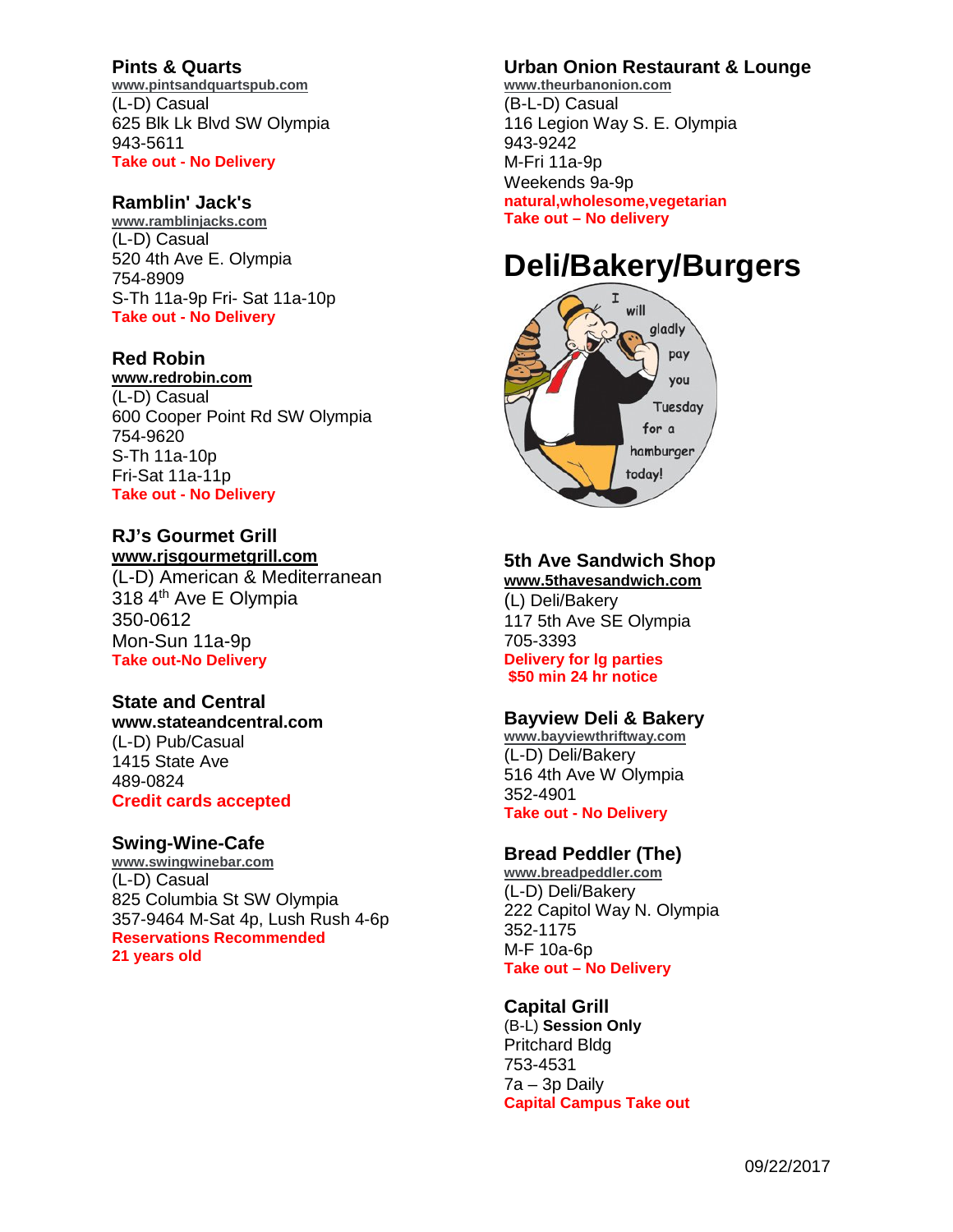### Pints & Quarts

www.pintsandquartspub.com
(L-D) Casual
625 Blk Lk Blvd SW Olympia
943-5611
**Take out - No Delivery**

### Ramblin' Jack's

www.ramblinjacks.com
(L-D) Casual
520 4th Ave E. Olympia
754-8909
S-Th 11a-9p Fri- Sat 11a-10p
**Take out - No Delivery**

### Red Robin

www.redrobin.com
(L-D) Casual
600 Cooper Point Rd SW Olympia
754-9620
S-Th 11a-10p
Fri-Sat 11a-11p
**Take out - No Delivery**

### RJ's Gourmet Grill

www.rjsgourmetgrill.com
(L-D) American & Mediterranean
318 4th Ave E Olympia
350-0612
Mon-Sun 11a-9p
**Take out-No Delivery**

### State and Central

**www.stateandcentral.com**
(L-D) Pub/Casual
1415 State Ave
489-0824
**Credit cards accepted**

### Swing-Wine-Cafe

www.swingwinebar.com
(L-D) Casual
825 Columbia St SW Olympia
357-9464 M-Sat 4p, Lush Rush 4-6p
**Reservations Recommended**
**21 years old**

### Urban Onion Restaurant & Lounge

www.theurbanonion.com
(B-L-D) Casual
116 Legion Way S. E. Olympia
943-9242
M-Fri 11a-9p
Weekends 9a-9p
**natural,wholesome,vegetarian**
**Take out – No delivery**

# Deli/Bakery/Burgers

### 5th Ave Sandwich Shop

www.5thavesandwich.com
(L) Deli/Bakery
117 5th Ave SE Olympia
705-3393
**Delivery for lg parties**
**$50 min 24 hr notice**

### Bayview Deli & Bakery

www.bayviewthriftway.com
(L-D) Deli/Bakery
516 4th Ave W Olympia
352-4901
**Take out - No Delivery**

### Bread Peddler (The)

www.breadpeddler.com
(L-D) Deli/Bakery
222 Capitol Way N. Olympia
352-1175
M-F 10a-6p
**Take out – No Delivery**

### Capital Grill

(B-L) **Session Only**
Pritchard Bldg
753-4531
7a – 3p Daily
**Capital Campus Take out**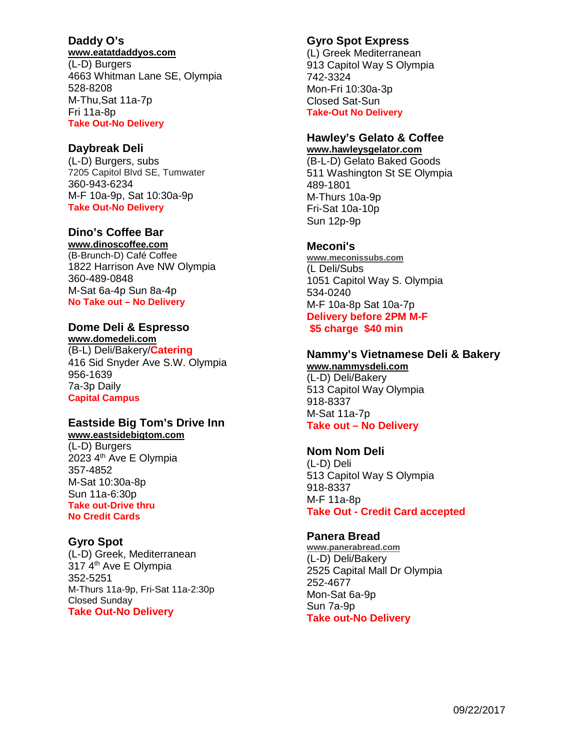## Daddy O's

**www.eatatdaddyos.com**
(L-D) Burgers
4663 Whitman Lane SE, Olympia
528-8208
M-Thu,Sat 11a-7p
Fri 11a-8p
**Take Out-No Delivery**

## Daybreak Deli

(L-D) Burgers, subs
7205 Capitol Blvd SE, Tumwater
360-943-6234
M-F 10a-9p, Sat 10:30a-9p
**Take Out-No Delivery**

## Dino's Coffee Bar

**www.dinoscoffee.com**
(B-Brunch-D) Café Coffee
1822 Harrison Ave NW Olympia
360-489-0848
M-Sat 6a-4p Sun 8a-4p
**No Take out – No Delivery**

## Dome Deli & Espresso

**www.domedeli.com**
(B-L) Deli/Bakery/**Catering**
416 Sid Snyder Ave S.W. Olympia
956-1639
7a-3p Daily
**Capital Campus**

## Eastside Big Tom's Drive Inn

**www.eastsidebigtom.com**
(L-D) Burgers
2023 4th Ave E Olympia
357-4852
M-Sat 10:30a-8p
Sun 11a-6:30p
**Take out-Drive thru**
**No Credit Cards**

## Gyro Spot

(L-D) Greek, Mediterranean
317 4th Ave E Olympia
352-5251
M-Thurs 11a-9p, Fri-Sat 11a-2:30p
Closed Sunday
**Take Out-No Delivery**

## Gyro Spot Express

(L) Greek Mediterranean
913 Capitol Way S Olympia
742-3324
Mon-Fri 10:30a-3p
Closed Sat-Sun
**Take-Out No Delivery**

## Hawley's Gelato & Coffee

**www.hawleysgelator.com**
(B-L-D) Gelato Baked Goods
511 Washington St SE Olympia
489-1801
M-Thurs 10a-9p
Fri-Sat 10a-10p
Sun 12p-9p

## Meconi's

**www.meconissubs.com**
(L Deli/Subs
1051 Capitol Way S. Olympia
534-0240
M-F 10a-8p Sat 10a-7p
**Delivery before 2PM M-F**
**$5 charge $40 min**

## Nammy's Vietnamese Deli & Bakery

**www.nammysdeli.com**
(L-D) Deli/Bakery
513 Capitol Way Olympia
918-8337
M-Sat 11a-7p
**Take out – No Delivery**

## Nom Nom Deli

(L-D) Deli
513 Capitol Way S Olympia
918-8337
M-F 11a-8p
**Take Out - Credit Card accepted**

## Panera Bread

**www.panerabread.com**
(L-D) Deli/Bakery
2525 Capital Mall Dr Olympia
252-4677
Mon-Sat 6a-9p
Sun 7a-9p
**Take out-No Delivery**

09/22/2017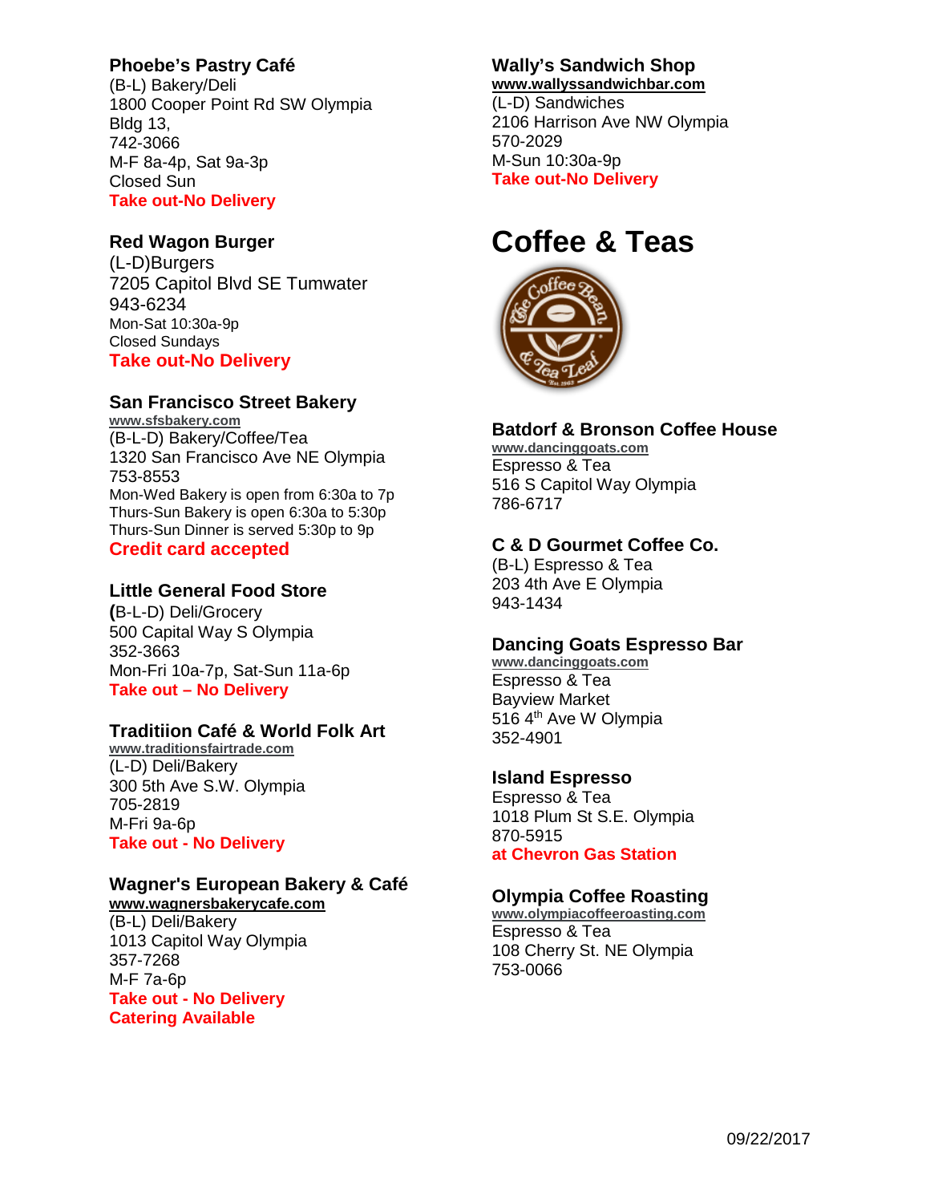### Phoebe's Pastry Café

(B-L) Bakery/Deli
1800 Cooper Point Rd SW Olympia
Bldg 13,
742-3066
M-F 8a-4p, Sat 9a-3p
Closed Sun
**Take out-No Delivery**

### Red Wagon Burger

(L-D)Burgers
7205 Capitol Blvd SE Tumwater
943-6234
Mon-Sat 10:30a-9p
Closed Sundays
**Take out-No Delivery**

### San Francisco Street Bakery

www.sfsbakery.com
(B-L-D) Bakery/Coffee/Tea
1320 San Francisco Ave NE Olympia
753-8553
Mon-Wed Bakery is open from 6:30a to 7p
Thurs-Sun Bakery is open 6:30a to 5:30p
Thurs-Sun Dinner is served 5:30p to 9p
**Credit card accepted**

### Little General Food Store

(B-L-D) Deli/Grocery
500 Capital Way S Olympia
352-3663
Mon-Fri 10a-7p, Sat-Sun 11a-6p
**Take out – No Delivery**

### Traditiion Café & World Folk Art

www.traditionsfairtrade.com
(L-D) Deli/Bakery
300 5th Ave S.W. Olympia
705-2819
M-Fri 9a-6p
**Take out - No Delivery**

### Wagner's European Bakery & Café

www.wagnersbakerycafe.com
(B-L) Deli/Bakery
1013 Capitol Way Olympia
357-7268
M-F 7a-6p
**Take out - No Delivery**
**Catering Available**

### Wally's Sandwich Shop

www.wallyssandwichbar.com
(L-D) Sandwiches
2106 Harrison Ave NW Olympia
570-2029
M-Sun 10:30a-9p
**Take out-No Delivery**

# Coffee & Teas

### Batdorf & Bronson Coffee House

www.dancinggoats.com
Espresso & Tea
516 S Capitol Way Olympia
786-6717

### C & D Gourmet Coffee Co.

(B-L) Espresso & Tea
203 4th Ave E Olympia
943-1434

### Dancing Goats Espresso Bar

www.dancinggoats.com
Espresso & Tea
Bayview Market
516 4th Ave W Olympia
352-4901

### Island Espresso

Espresso & Tea
1018 Plum St S.E. Olympia
870-5915
**at Chevron Gas Station**

### Olympia Coffee Roasting

www.olympiacoffeeroasting.com
Espresso & Tea
108 Cherry St. NE Olympia
753-0066

09/22/2017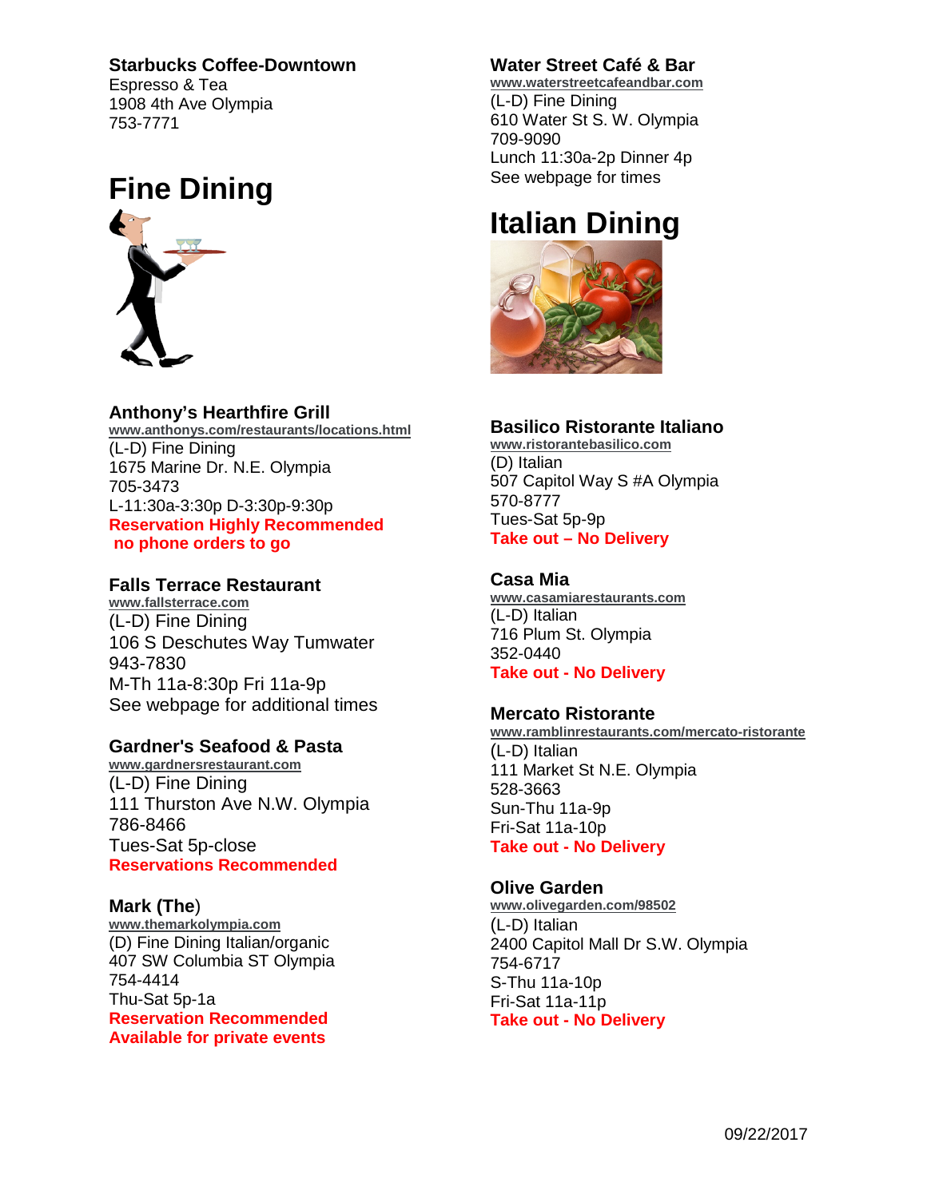**Starbucks Coffee-Downtown**
Espresso & Tea
1908 4th Ave Olympia
753-7771

# Fine Dining

**Anthony's Hearthfire Grill**
www.anthonys.com/restaurants/locations.html
(L-D) Fine Dining
1675 Marine Dr. N.E. Olympia
705-3473
L-11:30a-3:30p D-3:30p-9:30p
**Reservation Highly Recommended**
**no phone orders to go**

**Falls Terrace Restaurant**
www.fallsterrace.com
(L-D) Fine Dining
106 S Deschutes Way Tumwater
943-7830
M-Th 11a-8:30p Fri 11a-9p
See webpage for additional times

**Gardner's Seafood & Pasta**
www.gardnersrestaurant.com
(L-D) Fine Dining
111 Thurston Ave N.W. Olympia
786-8466
Tues-Sat 5p-close
**Reservations Recommended**

**Mark (The)**
www.themarkolympia.com
(D) Fine Dining Italian/organic
407 SW Columbia ST Olympia
754-4414
Thu-Sat 5p-1a
**Reservation Recommended**
**Available for private events**

**Water Street Café & Bar**
www.waterstreetcafeandbar.com
(L-D) Fine Dining
610 Water St S. W. Olympia
709-9090
Lunch 11:30a-2p Dinner 4p
See webpage for times

# Italian Dining

**Basilico Ristorante Italiano**
www.ristorantebasilico.com
(D) Italian
507 Capitol Way S #A Olympia
570-8777
Tues-Sat 5p-9p
**Take out – No Delivery**

**Casa Mia**
www.casamiarestaurants.com
(L-D) Italian
716 Plum St. Olympia
352-0440
**Take out - No Delivery**

**Mercato Ristorante**
www.ramblinrestaurants.com/mercato-ristorante
(L-D) Italian
111 Market St N.E. Olympia
528-3663
Sun-Thu 11a-9p
Fri-Sat 11a-10p
**Take out - No Delivery**

**Olive Garden**
www.olivegarden.com/98502
(L-D) Italian
2400 Capitol Mall Dr S.W. Olympia
754-6717
S-Thu 11a-10p
Fri-Sat 11a-11p
**Take out - No Delivery**

09/22/2017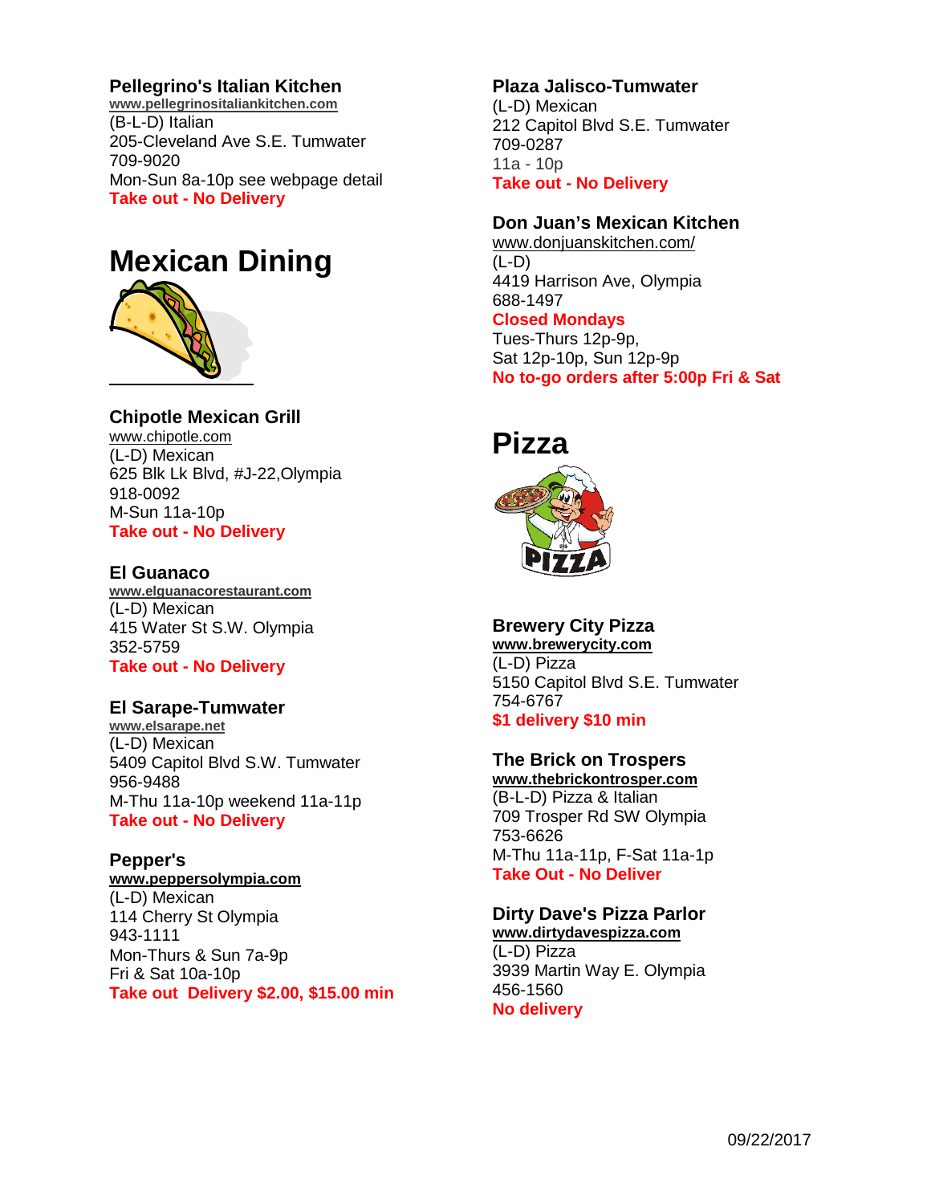### Pellegrino's Italian Kitchen
www.pellegrinositaliankitchen.com
(B-L-D) Italian
205-Cleveland Ave S.E. Tumwater
709-9020
Mon-Sun 8a-10p see webpage detail
**Take out - No Delivery**

# Mexican Dining

### Chipotle Mexican Grill
www.chipotle.com
(L-D) Mexican
625 Blk Lk Blvd, #J-22,Olympia
918-0092
M-Sun 11a-10p
**Take out - No Delivery**

### El Guanaco
www.elguanacorestaurant.com
(L-D) Mexican
415 Water St S.W. Olympia
352-5759
**Take out - No Delivery**

### El Sarape-Tumwater
www.elsarape.net
(L-D) Mexican
5409 Capitol Blvd S.W. Tumwater
956-9488
M-Thu 11a-10p weekend 11a-11p
**Take out - No Delivery**

### Pepper's
www.peppersolympia.com
(L-D) Mexican
114 Cherry St Olympia
943-1111
Mon-Thurs & Sun 7a-9p
Fri & Sat 10a-10p
**Take out Delivery $2.00, $15.00 min**

### Plaza Jalisco-Tumwater
(L-D) Mexican
212 Capitol Blvd S.E. Tumwater
709-0287
11a - 10p
**Take out - No Delivery**

### Don Juan's Mexican Kitchen
www.donjuanskitchen.com/
(L-D)
4419 Harrison Ave, Olympia
688-1497
**Closed Mondays**
Tues-Thurs 12p-9p,
Sat 12p-10p, Sun 12p-9p
**No to-go orders after 5:00p Fri & Sat**

# Pizza

### Brewery City Pizza
www.brewerycity.com
(L-D) Pizza
5150 Capitol Blvd S.E. Tumwater
754-6767
**$1 delivery $10 min**

### The Brick on Trospers
www.thebrickontrosper.com
(B-L-D) Pizza & Italian
709 Trosper Rd SW Olympia
753-6626
M-Thu 11a-11p, F-Sat 11a-1p
**Take Out - No Deliver**

### Dirty Dave's Pizza Parlor
www.dirtydavespizza.com
(L-D) Pizza
3939 Martin Way E. Olympia
456-1560
**No delivery**

09/22/2017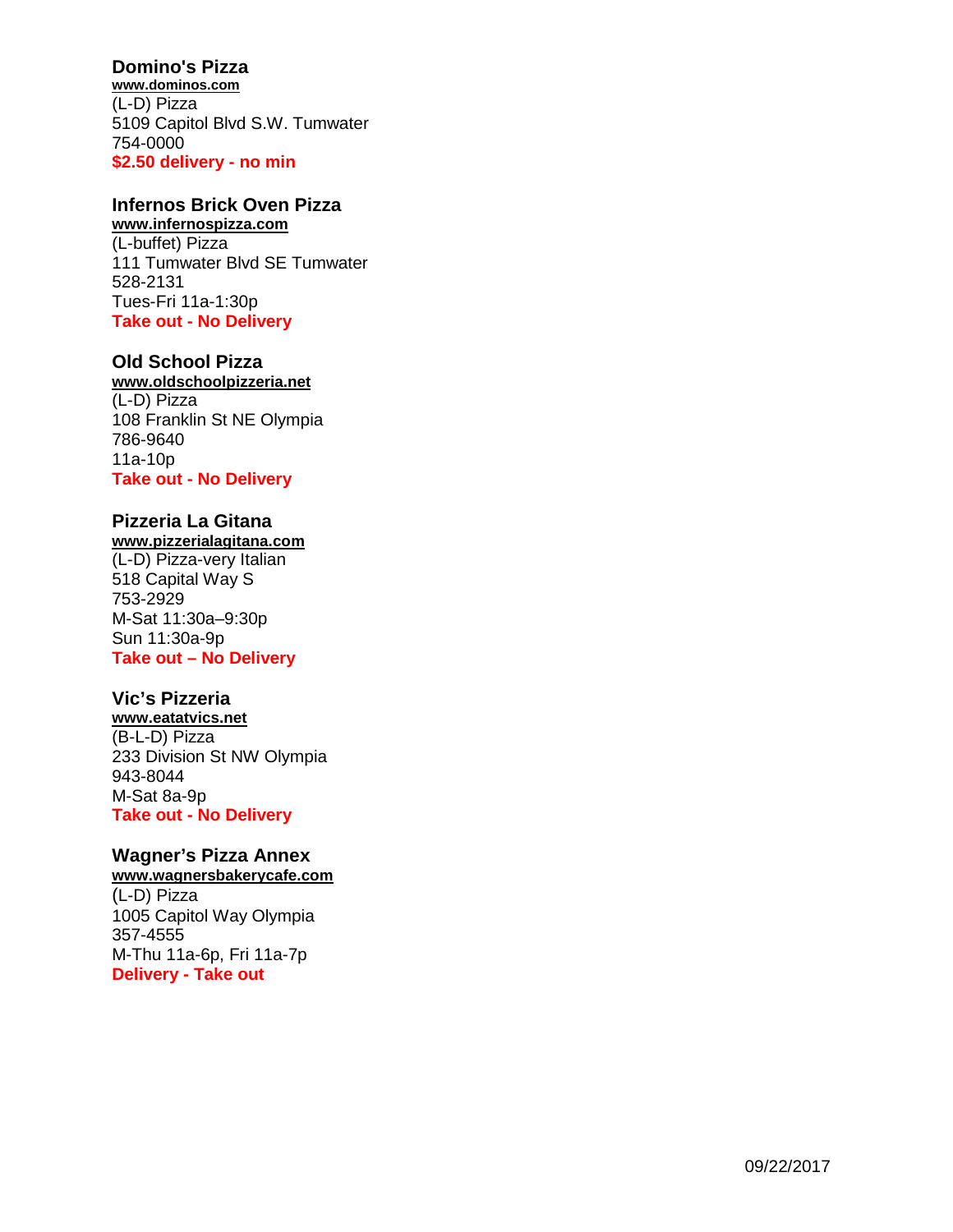### Domino's Pizza

**www.dominos.com**

(L-D) Pizza
5109 Capitol Blvd S.W. Tumwater
754-0000
**$2.50 delivery - no min**

### Infernos Brick Oven Pizza

**www.infernospizza.com**

(L-buffet) Pizza
111 Tumwater Blvd SE Tumwater
528-2131
Tues-Fri 11a-1:30p
**Take out - No Delivery**

### Old School Pizza

**www.oldschoolpizzeria.net**

(L-D) Pizza
108 Franklin St NE Olympia
786-9640
11a-10p
**Take out - No Delivery**

### Pizzeria La Gitana

**www.pizzerialagitana.com**

(L-D) Pizza-very Italian
518 Capital Way S
753-2929
M-Sat 11:30a–9:30p
Sun 11:30a-9p
**Take out – No Delivery**

### Vic's Pizzeria

**www.eatatvics.net**

(B-L-D) Pizza
233 Division St NW Olympia
943-8044
M-Sat 8a-9p
**Take out - No Delivery**

### Wagner's Pizza Annex

**www.wagnersbakerycafe.com**

(L-D) Pizza
1005 Capitol Way Olympia
357-4555
M-Thu 11a-6p, Fri 11a-7p
**Delivery - Take out**

09/22/2017